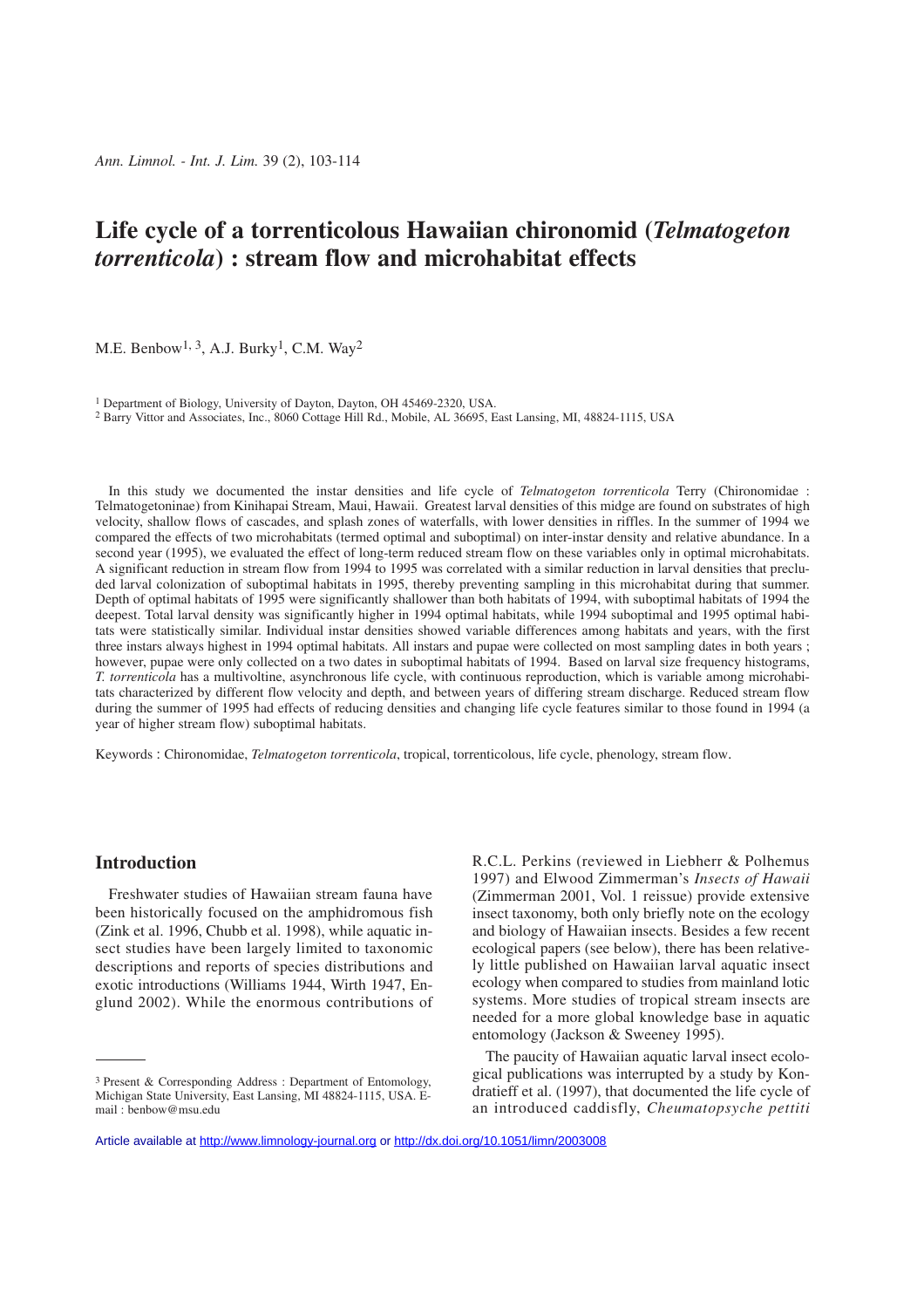# Life cycle of a torrenticolous Hawaiian chironomid (*Telmatogeton torrenticola*) : stream flow and microhabitat effects

M.E. Benbow[1, 3], A.J. Burky[1], C.M. Way[2]

[1] Department of Biology, University of Dayton, Dayton, OH 45469-2320, USA.

[2] Barry Vittor and Associates, Inc., 8060 Cottage Hill Rd., Mobile, AL 36695, East Lansing, MI, 48824-1115, USA

In this study we documented the instar densities and life cycle of *Telmatogeton torrenticola* Terry (Chironomidae : Telmatogetoninae) from Kinihapai Stream, Maui, Hawaii. Greatest larval densities of this midge are found on substrates of high velocity, shallow flows of cascades, and splash zones of waterfalls, with lower densities in riffles. In the summer of 1994 we compared the effects of two microhabitats (termed optimal and suboptimal) on inter-instar density and relative abundance. In a second year (1995), we evaluated the effect of long-term reduced stream flow on these variables only in optimal microhabitats. A significant reduction in stream flow from 1994 to 1995 was correlated with a similar reduction in larval densities that precluded larval colonization of suboptimal habitats in 1995, thereby preventing sampling in this microhabitat during that summer. Depth of optimal habitats of 1995 were significantly shallower than both habitats of 1994, with suboptimal habitats of 1994 the deepest. Total larval density was significantly higher in 1994 optimal habitats, while 1994 suboptimal and 1995 optimal habitats were statistically similar. Individual instar densities showed variable differences among habitats and years, with the first three instars always highest in 1994 optimal habitats. All instars and pupae were collected on most sampling dates in both years ; however, pupae were only collected on a two dates in suboptimal habitats of 1994. Based on larval size frequency histograms, *T. torrenticola* has a multivoltine, asynchronous life cycle, with continuous reproduction, which is variable among microhabitats characterized by different flow velocity and depth, and between years of differing stream discharge. Reduced stream flow during the summer of 1995 had effects of reducing densities and changing life cycle features similar to those found in 1994 (a year of higher stream flow) suboptimal habitats.

Keywords : Chironomidae, *Telmatogeton torrenticola*, tropical, torrenticolous, life cycle, phenology, stream flow.

## Introduction

Freshwater studies of Hawaiian stream fauna have been historically focused on the amphidromous fish (Zink et al. 1996, Chubb et al. 1998), while aquatic insect studies have been largely limited to taxonomic descriptions and reports of species distributions and exotic introductions (Williams 1944, Wirth 1947, Englund 2002). While the enormous contributions of R.C.L. Perkins (reviewed in Liebherr & Polhemus 1997) and Elwood Zimmerman's *Insects of Hawaii* (Zimmerman 2001, Vol. 1 reissue) provide extensive insect taxonomy, both only briefly note on the ecology and biology of Hawaiian insects. Besides a few recent ecological papers (see below), there has been relatively little published on Hawaiian larval aquatic insect ecology when compared to studies from mainland lotic systems. More studies of tropical stream insects are needed for a more global knowledge base in aquatic entomology (Jackson & Sweeney 1995).

The paucity of Hawaiian aquatic larval insect ecological publications was interrupted by a study by Kondratieff et al. (1997), that documented the life cycle of an introduced caddisfly, *Cheumatopsyche pettiti*

[3] Present & Corresponding Address : Department of Entomology, Michigan State University, East Lansing, MI 48824-1115, USA. E-mail : benbow@msu.edu

Article available at http://www.limnology-journal.org or http://dx.doi.org/10.1051/limn/2003008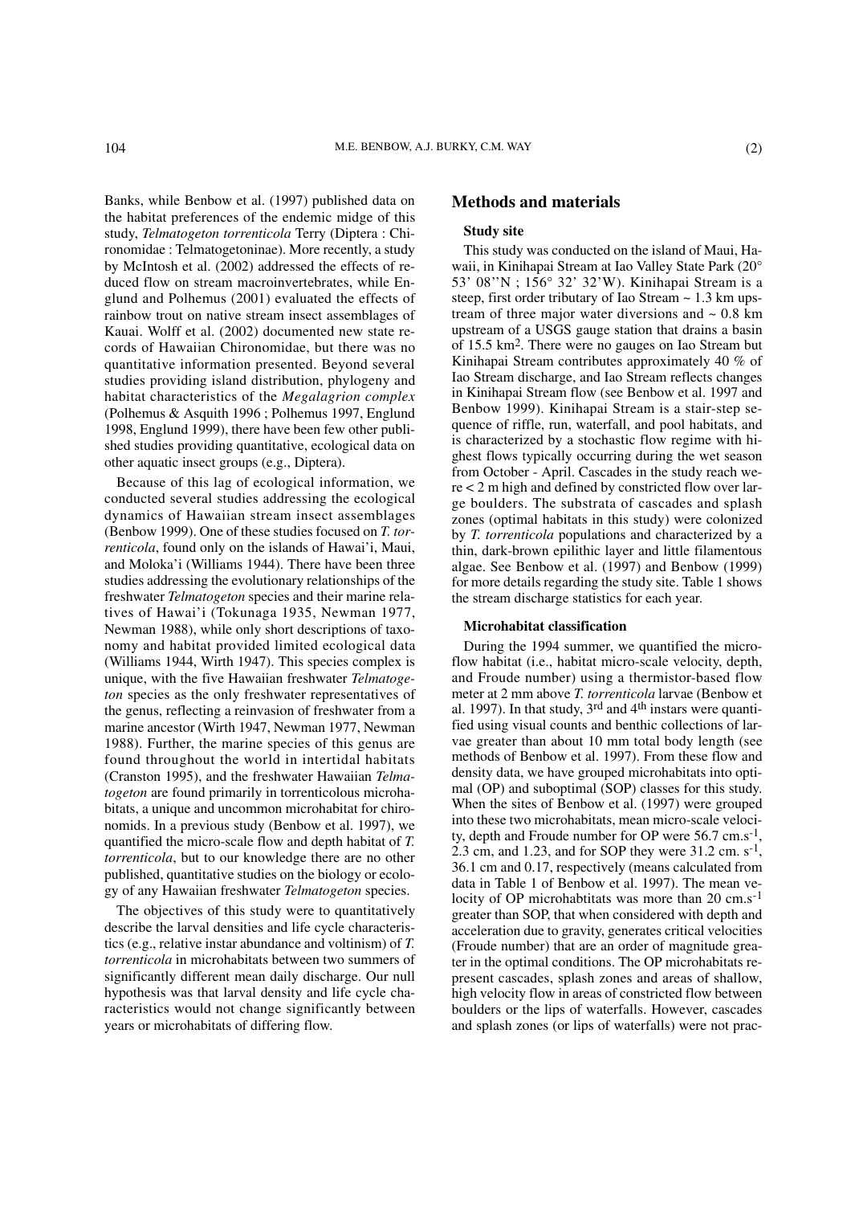Banks, while Benbow et al. (1997) published data on the habitat preferences of the endemic midge of this study, *Telmatogeton torrenticola* Terry (Diptera : Chironomidae : Telmatogetoninae). More recently, a study by McIntosh et al. (2002) addressed the effects of reduced flow on stream macroinvertebrates, while Englund and Polhemus (2001) evaluated the effects of rainbow trout on native stream insect assemblages of Kauai. Wolff et al. (2002) documented new state records of Hawaiian Chironomidae, but there was no quantitative information presented. Beyond several studies providing island distribution, phylogeny and habitat characteristics of the *Megalagrion complex* (Polhemus & Asquith 1996 ; Polhemus 1997, Englund 1998, Englund 1999), there have been few other published studies providing quantitative, ecological data on other aquatic insect groups (e.g., Diptera).

Because of this lag of ecological information, we conducted several studies addressing the ecological dynamics of Hawaiian stream insect assemblages (Benbow 1999). One of these studies focused on *T. torrenticola*, found only on the islands of Hawai'i, Maui, and Moloka'i (Williams 1944). There have been three studies addressing the evolutionary relationships of the freshwater *Telmatogeton* species and their marine relatives of Hawai'i (Tokunaga 1935, Newman 1977, Newman 1988), while only short descriptions of taxonomy and habitat provided limited ecological data (Williams 1944, Wirth 1947). This species complex is unique, with the five Hawaiian freshwater *Telmatogeton* species as the only freshwater representatives of the genus, reflecting a reinvasion of freshwater from a marine ancestor (Wirth 1947, Newman 1977, Newman 1988). Further, the marine species of this genus are found throughout the world in intertidal habitats (Cranston 1995), and the freshwater Hawaiian *Telmatogeton* are found primarily in torrenticolous microhabitats, a unique and uncommon microhabitat for chironomids. In a previous study (Benbow et al. 1997), we quantified the micro-scale flow and depth habitat of *T. torrenticola*, but to our knowledge there are no other published, quantitative studies on the biology or ecology of any Hawaiian freshwater *Telmatogeton* species.

The objectives of this study were to quantitatively describe the larval densities and life cycle characteristics (e.g., relative instar abundance and voltinism) of *T. torrenticola* in microhabitats between two summers of significantly different mean daily discharge. Our null hypothesis was that larval density and life cycle characteristics would not change significantly between years or microhabitats of differing flow.

## Methods and materials

### Study site

This study was conducted on the island of Maui, Hawaii, in Kinihapai Stream at Iao Valley State Park (20° 53' 08''N ; 156° 32' 32'W). Kinihapai Stream is a steep, first order tributary of Iao Stream ~ 1.3 km upstream of three major water diversions and ~ 0.8 km upstream of a USGS gauge station that drains a basin of 15.5 km$^2$. There were no gauges on Iao Stream but Kinihapai Stream contributes approximately 40 % of Iao Stream discharge, and Iao Stream reflects changes in Kinihapai Stream flow (see Benbow et al. 1997 and Benbow 1999). Kinihapai Stream is a stair-step sequence of riffle, run, waterfall, and pool habitats, and is characterized by a stochastic flow regime with highest flows typically occurring during the wet season from October - April. Cascades in the study reach were < 2 m high and defined by constricted flow over large boulders. The substrata of cascades and splash zones (optimal habitats in this study) were colonized by *T. torrenticola* populations and characterized by a thin, dark-brown epilithic layer and little filamentous algae. See Benbow et al. (1997) and Benbow (1999) for more details regarding the study site. Table 1 shows the stream discharge statistics for each year.

### Microhabitat classification

During the 1994 summer, we quantified the microflow habitat (i.e., habitat micro-scale velocity, depth, and Froude number) using a thermistor-based flow meter at 2 mm above *T. torrenticola* larvae (Benbow et al. 1997). In that study, 3$^{rd}$ and 4$^{th}$ instars were quantified using visual counts and benthic collections of larvae greater than about 10 mm total body length (see methods of Benbow et al. 1997). From these flow and density data, we have grouped microhabitats into optimal (OP) and suboptimal (SOP) classes for this study. When the sites of Benbow et al. (1997) were grouped into these two microhabitats, mean micro-scale velocity, depth and Froude number for OP were 56.7 cm.s$^{-1}$, 2.3 cm, and 1.23, and for SOP they were 31.2 cm. s$^{-1}$, 36.1 cm and 0.17, respectively (means calculated from data in Table 1 of Benbow et al. 1997). The mean velocity of OP microhabtitats was more than 20 cm.s$^{-1}$ greater than SOP, that when considered with depth and acceleration due to gravity, generates critical velocities (Froude number) that are an order of magnitude greater in the optimal conditions. The OP microhabitats represent cascades, splash zones and areas of shallow, high velocity flow in areas of constricted flow between boulders or the lips of waterfalls. However, cascades and splash zones (or lips of waterfalls) were not prac-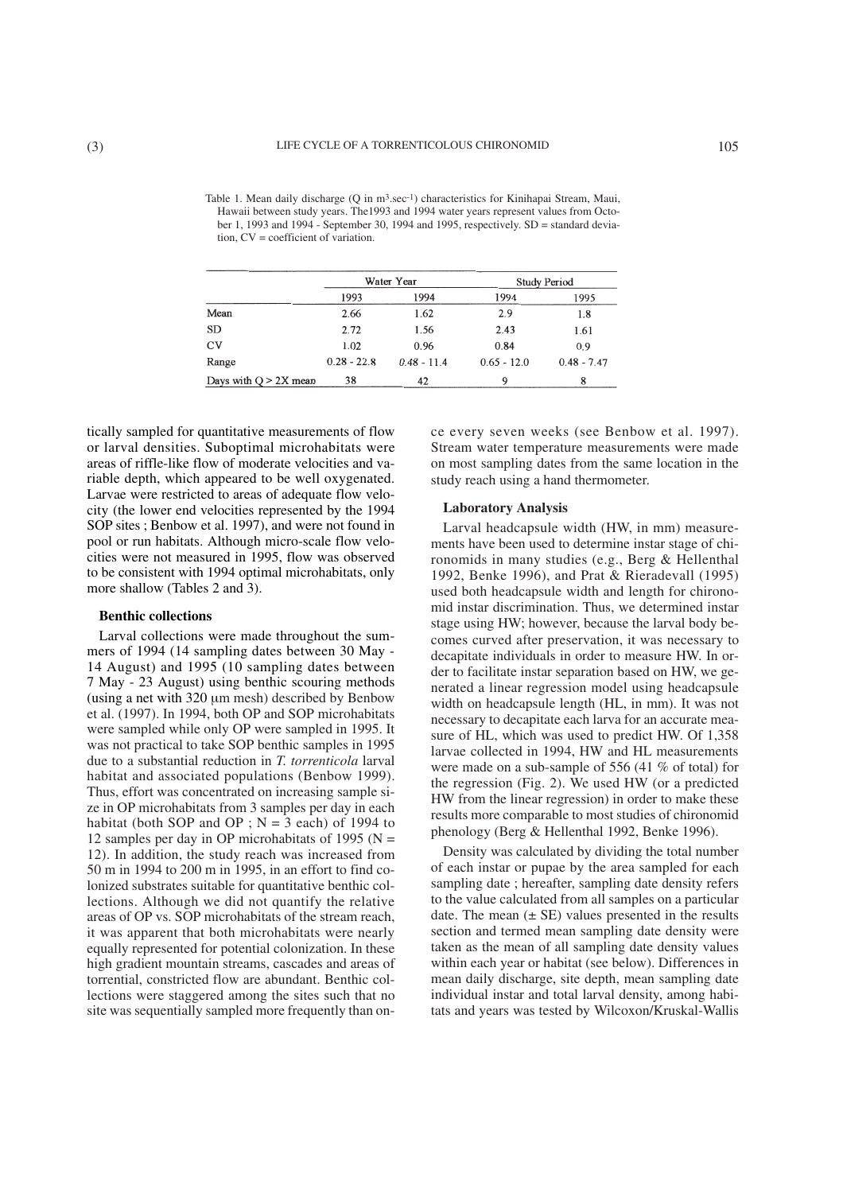Table 1. Mean daily discharge (Q in m³.sec⁻¹) characteristics for Kinihapai Stream, Maui, Hawaii between study years. The1993 and 1994 water years represent values from October 1, 1993 and 1994 - September 30, 1994 and 1995, respectively. SD = standard deviation, CV = coefficient of variation.

| | Water Year | | Study Period | |
|---|---|---|---|---|
| | 1993 | 1994 | 1994 | 1995 |
| Mean | 2.66 | 1.62 | 2.9 | 1.8 |
| SD | 2.72 | 1.56 | 2.43 | 1.61 |
| CV | 1.02 | 0.96 | 0.84 | 0.9 |
| Range | 0.28 - 22.8 | 0.48 - 11.4 | 0.65 - 12.0 | 0.48 - 7.47 |
| Days with Q > 2X mean | 38 | 42 | 9 | 8 |

tically sampled for quantitative measurements of flow or larval densities. Suboptimal microhabitats were areas of riffle-like flow of moderate velocities and variable depth, which appeared to be well oxygenated. Larvae were restricted to areas of adequate flow velocity (the lower end velocities represented by the 1994 SOP sites ; Benbow et al. 1997), and were not found in pool or run habitats. Although micro-scale flow velocities were not measured in 1995, flow was observed to be consistent with 1994 optimal microhabitats, only more shallow (Tables 2 and 3).

**Benthic collections**

Larval collections were made throughout the summers of 1994 (14 sampling dates between 30 May - 14 August) and 1995 (10 sampling dates between 7 May - 23 August) using benthic scouring methods (using a net with 320 μm mesh) described by Benbow et al. (1997). In 1994, both OP and SOP microhabitats were sampled while only OP were sampled in 1995. It was not practical to take SOP benthic samples in 1995 due to a substantial reduction in *T. torrenticola* larval habitat and associated populations (Benbow 1999). Thus, effort was concentrated on increasing sample size in OP microhabitats from 3 samples per day in each habitat (both SOP and OP ; N = 3 each) of 1994 to 12 samples per day in OP microhabitats of 1995 (N = 12). In addition, the study reach was increased from 50 m in 1994 to 200 m in 1995, in an effort to find colonized substrates suitable for quantitative benthic collections. Although we did not quantify the relative areas of OP vs. SOP microhabitats of the stream reach, it was apparent that both microhabitats were nearly equally represented for potential colonization. In these high gradient mountain streams, cascades and areas of torrential, constricted flow are abundant. Benthic collections were staggered among the sites such that no site was sequentially sampled more frequently than once every seven weeks (see Benbow et al. 1997). Stream water temperature measurements were made on most sampling dates from the same location in the study reach using a hand thermometer.

**Laboratory Analysis**

Larval headcapsule width (HW, in mm) measurements have been used to determine instar stage of chironomids in many studies (e.g., Berg & Hellenthal 1992, Benke 1996), and Prat & Rieradevall (1995) used both headcapsule width and length for chironomid instar discrimination. Thus, we determined instar stage using HW; however, because the larval body becomes curved after preservation, it was necessary to decapitate individuals in order to measure HW. In order to facilitate instar separation based on HW, we generated a linear regression model using headcapsule width on headcapsule length (HL, in mm). It was not necessary to decapitate each larva for an accurate measure of HL, which was used to predict HW. Of 1,358 larvae collected in 1994, HW and HL measurements were made on a sub-sample of 556 (41 % of total) for the regression (Fig. 2). We used HW (or a predicted HW from the linear regression) in order to make these results more comparable to most studies of chironomid phenology (Berg & Hellenthal 1992, Benke 1996).

Density was calculated by dividing the total number of each instar or pupae by the area sampled for each sampling date ; hereafter, sampling date density refers to the value calculated from all samples on a particular date. The mean (± SE) values presented in the results section and termed mean sampling date density were taken as the mean of all sampling date density values within each year or habitat (see below). Differences in mean daily discharge, site depth, mean sampling date individual instar and total larval density, among habitats and years was tested by Wilcoxon/Kruskal-Wallis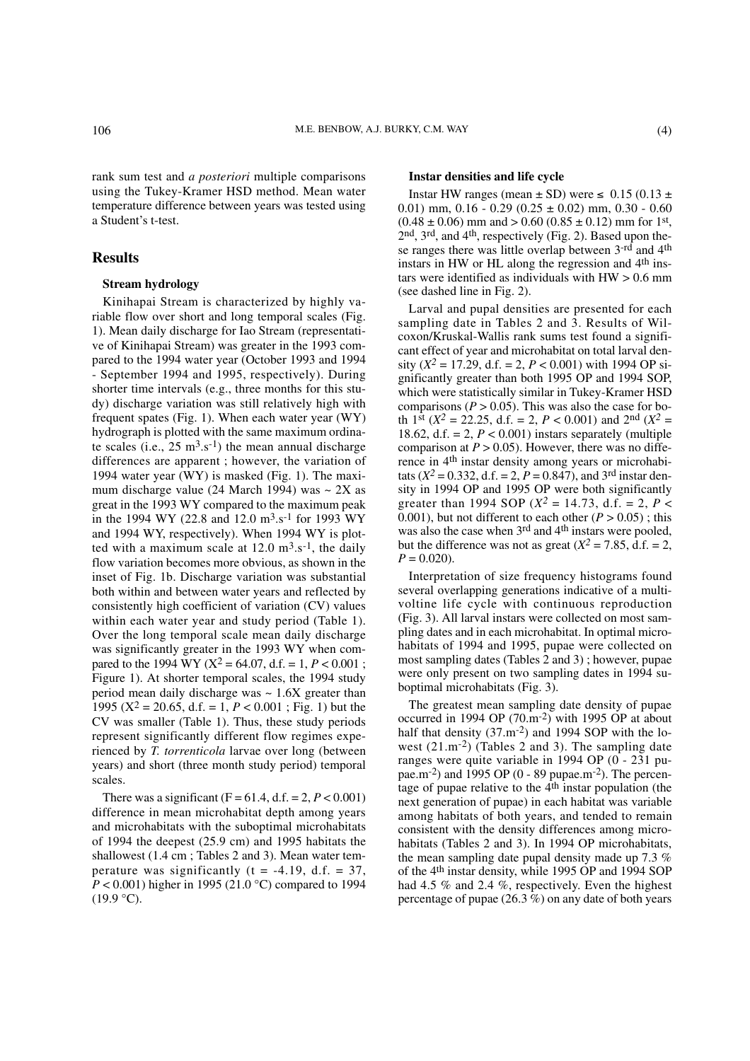rank sum test and *a posteriori* multiple comparisons using the Tukey-Kramer HSD method. Mean water temperature difference between years was tested using a Student's t-test.

## Results

### Stream hydrology

Kinihapai Stream is characterized by highly variable flow over short and long temporal scales (Fig. 1). Mean daily discharge for Iao Stream (representative of Kinihapai Stream) was greater in the 1993 compared to the 1994 water year (October 1993 and 1994 - September 1994 and 1995, respectively). During shorter time intervals (e.g., three months for this study) discharge variation was still relatively high with frequent spates (Fig. 1). When each water year (WY) hydrograph is plotted with the same maximum ordinate scales (i.e., 25 $m^3.s^{-1}$) the mean annual discharge differences are apparent ; however, the variation of 1994 water year (WY) is masked (Fig. 1). The maximum discharge value (24 March 1994) was ~ 2X as great in the 1993 WY compared to the maximum peak in the 1994 WY (22.8 and 12.0 $m^3.s^{-1}$ for 1993 WY and 1994 WY, respectively). When 1994 WY is plotted with a maximum scale at 12.0 $m^3.s^{-1}$, the daily flow variation becomes more obvious, as shown in the inset of Fig. 1b. Discharge variation was substantial both within and between water years and reflected by consistently high coefficient of variation (CV) values within each water year and study period (Table 1). Over the long temporal scale mean daily discharge was significantly greater in the 1993 WY when compared to the 1994 WY ($X^2 = 64.07$, d.f. = 1, $P < 0.001$ ; Figure 1). At shorter temporal scales, the 1994 study period mean daily discharge was ~ 1.6X greater than 1995 ($X^2 = 20.65$, d.f. = 1, $P < 0.001$ ; Fig. 1) but the CV was smaller (Table 1). Thus, these study periods represent significantly different flow regimes experienced by *T. torrenticola* larvae over long (between years) and short (three month study period) temporal scales.

There was a significant ($F = 61.4$, d.f. = 2, $P < 0.001$) difference in mean microhabitat depth among years and microhabitats with the suboptimal microhabitats of 1994 the deepest (25.9 cm) and 1995 habitats the shallowest (1.4 cm ; Tables 2 and 3). Mean water temperature was significantly ($t = -4.19$, d.f. = 37, $P < 0.001$) higher in 1995 (21.0 °C) compared to 1994 (19.9 °C).

### Instar densities and life cycle

Instar HW ranges (mean ± SD) were ≤ 0.15 (0.13 ± 0.01) mm, 0.16 - 0.29 (0.25 ± 0.02) mm, 0.30 - 0.60 (0.48 ± 0.06) mm and > 0.60 (0.85 ± 0.12) mm for 1st, 2nd, 3rd, and 4th, respectively (Fig. 2). Based upon these ranges there was little overlap between 3rd and 4th instars in HW or HL along the regression and 4th instars were identified as individuals with HW > 0.6 mm (see dashed line in Fig. 2).

Larval and pupal densities are presented for each sampling date in Tables 2 and 3. Results of Wilcoxon/Kruskal-Wallis rank sums test found a significant effect of year and microhabitat on total larval density ($X^2 = 17.29$, d.f. = 2, $P < 0.001$) with 1994 OP significantly greater than both 1995 OP and 1994 SOP, which were statistically similar in Tukey-Kramer HSD comparisons ($P > 0.05$). This was also the case for both 1st ($X^2 = 22.25$, d.f. = 2, $P < 0.001$) and 2nd ($X^2 = 18.62$, d.f. = 2, $P < 0.001$) instars separately (multiple comparison at $P > 0.05$). However, there was no difference in 4th instar density among years or microhabitats ($X^2 = 0.332$, d.f. = 2, $P = 0.847$), and 3rd instar density in 1994 OP and 1995 OP were both significantly greater than 1994 SOP ($X^2 = 14.73$, d.f. = 2, $P < 0.001$), but not different to each other ($P > 0.05$) ; this was also the case when 3rd and 4th instars were pooled, but the difference was not as great ($X^2 = 7.85$, d.f. = 2, $P = 0.020$).

Interpretation of size frequency histograms found several overlapping generations indicative of a multivoltine life cycle with continuous reproduction (Fig. 3). All larval instars were collected on most sampling dates and in each microhabitat. In optimal microhabitats of 1994 and 1995, pupae were collected on most sampling dates (Tables 2 and 3) ; however, pupae were only present on two sampling dates in 1994 suboptimal microhabitats (Fig. 3).

The greatest mean sampling date density of pupae occurred in 1994 OP (70.$m^{-2}$) with 1995 OP at about half that density (37.$m^{-2}$) and 1994 SOP with the lowest (21.$m^{-2}$) (Tables 2 and 3). The sampling date ranges were quite variable in 1994 OP (0 - 231 pupae.$m^{-2}$) and 1995 OP (0 - 89 pupae.$m^{-2}$). The percentage of pupae relative to the 4th instar population (the next generation of pupae) in each habitat was variable among habitats of both years, and tended to remain consistent with the density differences among microhabitats (Tables 2 and 3). In 1994 OP microhabitats, the mean sampling date pupal density made up 7.3 % of the 4th instar density, while 1995 OP and 1994 SOP had 4.5 % and 2.4 %, respectively. Even the highest percentage of pupae (26.3 %) on any date of both years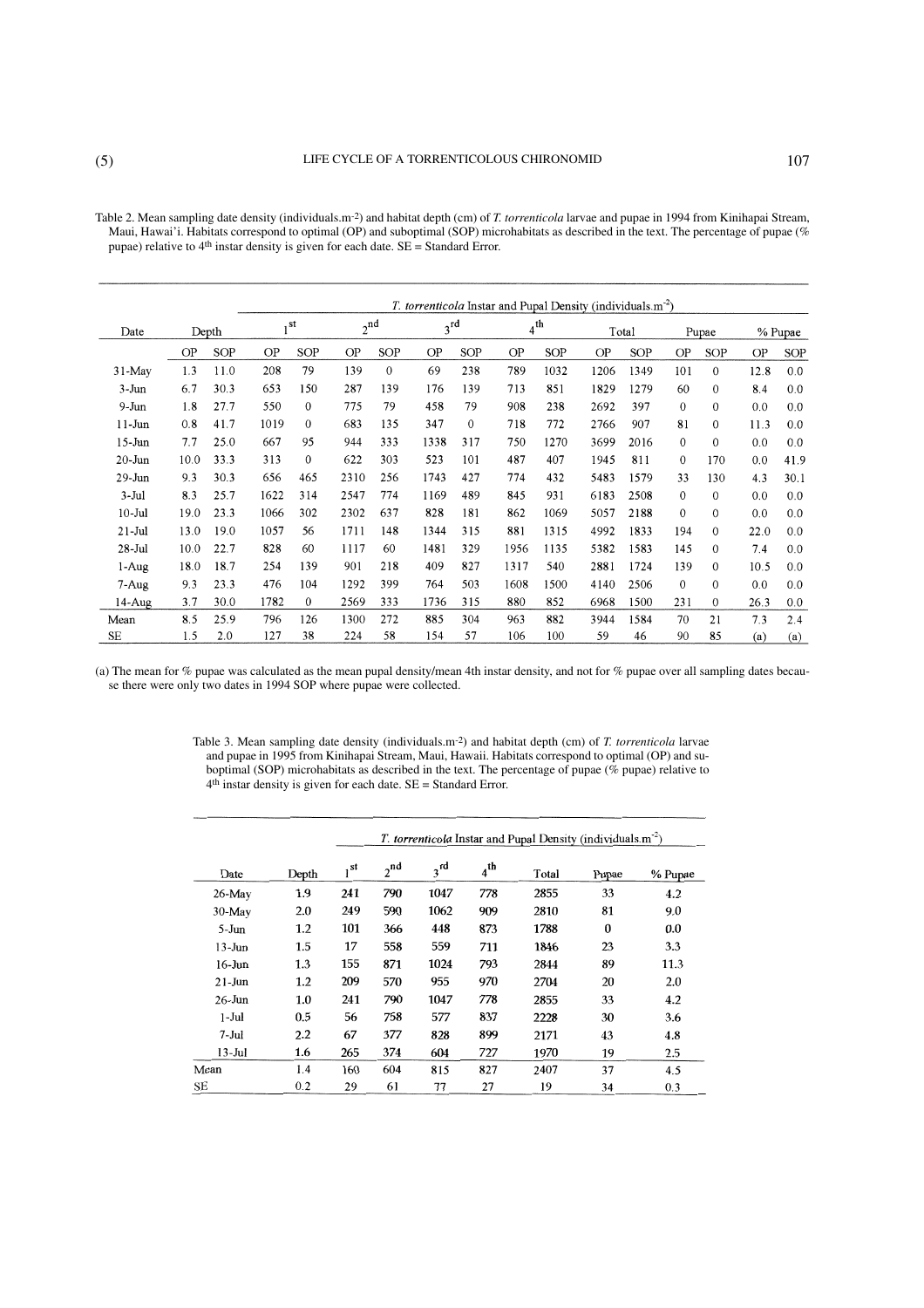Table 2. Mean sampling date density (individuals.m-2) and habitat depth (cm) of *T. torrenticola* larvae and pupae in 1994 from Kinihapai Stream, Maui, Hawai'i. Habitats correspond to optimal (OP) and suboptimal (SOP) microhabitats as described in the text. The percentage of pupae (% pupae) relative to 4th instar density is given for each date. SE = Standard Error.

| Date | Depth | | *T. torrenticola* Instar and Pupal Density (individuals.m$^{-2}$) | | | | | | | | | | | | | |
|---|---|---|---|---|---|---|---|---|---|---|---|---|---|---|---|---|
| | | | 1st | | 2nd | | 3rd | | 4th | | Total | | Pupae | | % Pupae | |
| | OP | SOP | OP | SOP | OP | SOP | OP | SOP | OP | SOP | OP | SOP | OP | SOP | OP | SOP |
| 31-May | 1.3 | 11.0 | 208 | 79 | 139 | 0 | 69 | 238 | 789 | 1032 | 1206 | 1349 | 101 | 0 | 12.8 | 0.0 |
| 3-Jun | 6.7 | 30.3 | 653 | 150 | 287 | 139 | 176 | 139 | 713 | 851 | 1829 | 1279 | 60 | 0 | 8.4 | 0.0 |
| 9-Jun | 1.8 | 27.7 | 550 | 0 | 775 | 79 | 458 | 79 | 908 | 238 | 2692 | 397 | 0 | 0 | 0.0 | 0.0 |
| 11-Jun | 0.8 | 41.7 | 1019 | 0 | 683 | 135 | 347 | 0 | 718 | 772 | 2766 | 907 | 81 | 0 | 11.3 | 0.0 |
| 15-Jun | 7.7 | 25.0 | 667 | 95 | 944 | 333 | 1338 | 317 | 750 | 1270 | 3699 | 2016 | 0 | 0 | 0.0 | 0.0 |
| 20-Jun | 10.0 | 33.3 | 313 | 0 | 622 | 303 | 523 | 101 | 487 | 407 | 1945 | 811 | 0 | 170 | 0.0 | 41.9 |
| 29-Jun | 9.3 | 30.3 | 656 | 465 | 2310 | 256 | 1743 | 427 | 774 | 432 | 5483 | 1579 | 33 | 130 | 4.3 | 30.1 |
| 3-Jul | 8.3 | 25.7 | 1622 | 314 | 2547 | 774 | 1169 | 489 | 845 | 931 | 6183 | 2508 | 0 | 0 | 0.0 | 0.0 |
| 10-Jul | 19.0 | 23.3 | 1066 | 302 | 2302 | 637 | 828 | 181 | 862 | 1069 | 5057 | 2188 | 0 | 0 | 0.0 | 0.0 |
| 21-Jul | 13.0 | 19.0 | 1057 | 56 | 1711 | 148 | 1344 | 315 | 881 | 1315 | 4992 | 1833 | 194 | 0 | 22.0 | 0.0 |
| 28-Jul | 10.0 | 22.7 | 828 | 60 | 1117 | 60 | 1481 | 329 | 1956 | 1135 | 5382 | 1583 | 145 | 0 | 7.4 | 0.0 |
| 1-Aug | 18.0 | 18.7 | 254 | 139 | 901 | 218 | 409 | 827 | 1317 | 540 | 2881 | 1724 | 139 | 0 | 10.5 | 0.0 |
| 7-Aug | 9.3 | 23.3 | 476 | 104 | 1292 | 399 | 764 | 503 | 1608 | 1500 | 4140 | 2506 | 0 | 0 | 0.0 | 0.0 |
| 14-Aug | 3.7 | 30.0 | 1782 | 0 | 2569 | 333 | 1736 | 315 | 880 | 852 | 6968 | 1500 | 231 | 0 | 26.3 | 0.0 |
| Mean | 8.5 | 25.9 | 796 | 126 | 1300 | 272 | 885 | 304 | 963 | 882 | 3944 | 1584 | 70 | 21 | 7.3 | 2.4 |
| SE | 1.5 | 2.0 | 127 | 38 | 224 | 58 | 154 | 57 | 106 | 100 | 59 | 46 | 90 | 85 | (a) | (a) |

(a) The mean for % pupae was calculated as the mean pupal density/mean 4th instar density, and not for % pupae over all sampling dates because there were only two dates in 1994 SOP where pupae were collected.

Table 3. Mean sampling date density (individuals.m-2) and habitat depth (cm) of *T. torrenticola* larvae and pupae in 1995 from Kinihapai Stream, Maui, Hawaii. Habitats correspond to optimal (OP) and suboptimal (SOP) microhabitats as described in the text. The percentage of pupae (% pupae) relative to 4th instar density is given for each date. SE = Standard Error.

| Date | Depth | *T. torrenticola* Instar and Pupal Density (individuals.m$^{-2}$) | | | | | | |
|---|---|---|---|---|---|---|---|---|
| | | 1st | 2nd | 3rd | 4th | Total | Pupae | % Pupae |
| 26-May | 1.9 | 241 | 790 | 1047 | 778 | 2855 | 33 | 4.2 |
| 30-May | 2.0 | 249 | 590 | 1062 | 909 | 2810 | 81 | 9.0 |
| 5-Jun | 1.2 | 101 | 366 | 448 | 873 | 1788 | 0 | 0.0 |
| 13-Jun | 1.5 | 17 | 558 | 559 | 711 | 1846 | 23 | 3.3 |
| 16-Jun | 1.3 | 155 | 871 | 1024 | 793 | 2844 | 89 | 11.3 |
| 21-Jun | 1.2 | 209 | 570 | 955 | 970 | 2704 | 20 | 2.0 |
| 26-Jun | 1.0 | 241 | 790 | 1047 | 778 | 2855 | 33 | 4.2 |
| 1-Jul | 0.5 | 56 | 758 | 577 | 837 | 2228 | 30 | 3.6 |
| 7-Jul | 2.2 | 67 | 377 | 828 | 899 | 2171 | 43 | 4.8 |
| 13-Jul | 1.6 | 265 | 374 | 604 | 727 | 1970 | 19 | 2.5 |
| Mean | 1.4 | 160 | 604 | 815 | 827 | 2407 | 37 | 4.5 |
| SE | 0.2 | 29 | 61 | 77 | 27 | 19 | 34 | 0.3 |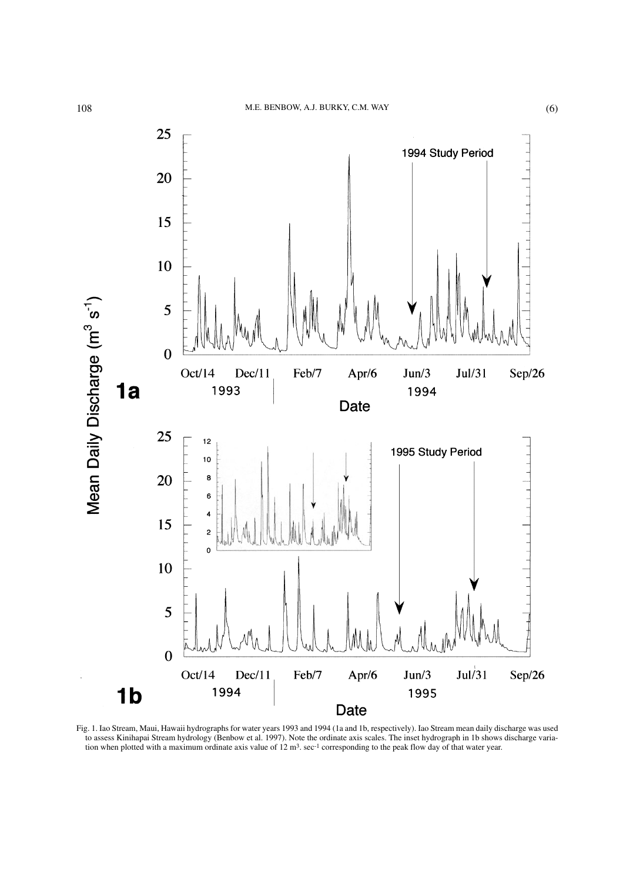Fig. 1. Iao Stream, Maui, Hawaii hydrographs for water years 1993 and 1994 (1a and 1b, respectively). Iao Stream mean daily discharge was used to assess Kinihapai Stream hydrology (Benbow et al. 1997). Note the ordinate axis scales. The inset hydrograph in 1b shows discharge variation when plotted with a maximum ordinate axis value of 12 $m^3 . sec^{-1}$ corresponding to the peak flow day of that water year.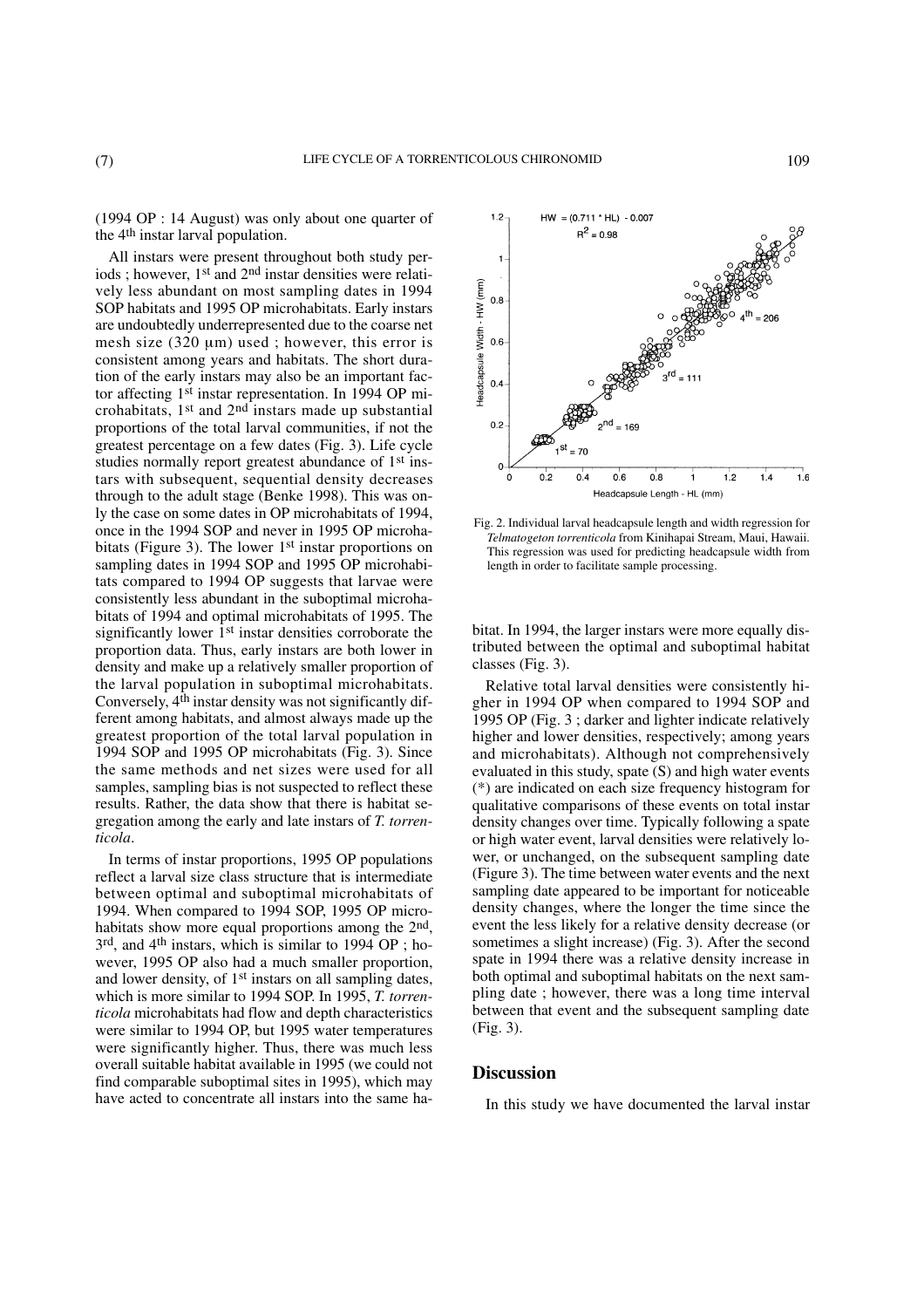(1994 OP : 14 August) was only about one quarter of the 4th instar larval population.

All instars were present throughout both study periods ; however, 1st and 2nd instar densities were relatively less abundant on most sampling dates in 1994 SOP habitats and 1995 OP microhabitats. Early instars are undoubtedly underrepresented due to the coarse net mesh size (320 µm) used ; however, this error is consistent among years and habitats. The short duration of the early instars may also be an important factor affecting 1st instar representation. In 1994 OP microhabitats, 1st and 2nd instars made up substantial proportions of the total larval communities, if not the greatest percentage on a few dates (Fig. 3). Life cycle studies normally report greatest abundance of 1st instars with subsequent, sequential density decreases through to the adult stage (Benke 1998). This was only the case on some dates in OP microhabitats of 1994, once in the 1994 SOP and never in 1995 OP microhabitats (Figure 3). The lower 1st instar proportions on sampling dates in 1994 SOP and 1995 OP microhabitats compared to 1994 OP suggests that larvae were consistently less abundant in the suboptimal microhabitats of 1994 and optimal microhabitats of 1995. The significantly lower 1st instar densities corroborate the proportion data. Thus, early instars are both lower in density and make up a relatively smaller proportion of the larval population in suboptimal microhabitats. Conversely, 4th instar density was not significantly different among habitats, and almost always made up the greatest proportion of the larval population in 1994 SOP and 1995 OP microhabitats (Fig. 3). Since the same methods and net sizes were used for all samples, sampling bias is not suspected to reflect these results. Rather, the data show that there is habitat segregation among the early and late instars of *T. torrenticola*.

In terms of instar proportions, 1995 OP populations reflect a larval size class structure that is intermediate between optimal and suboptimal microhabitats of 1994. When compared to 1994 SOP, 1995 OP microhabitats show more equal proportions among the 2nd, 3rd, and 4th instars, which is similar to 1994 OP ; however, 1995 OP also had a much smaller proportion, and lower density, of 1st instars on all sampling dates, which is more similar to 1994 SOP. In 1995, *T. torrenticola* microhabitats had flow and depth characteristics were similar to 1994 OP, but 1995 water temperatures were significantly higher. Thus, there was much less overall suitable habitat available in 1995 (we could not find comparable suboptimal sites in 1995), which may have acted to concentrate all instars into the same habitat. In 1994, the larger instars were more equally distributed between the optimal and suboptimal habitat classes (Fig. 3).

$$HW = (0.711 * HL) - 0.007$$
$$R^2 = 0.98$$

Fig. 2. Individual larval headcapsule length and width regression for *Telmatogeton torrenticola* from Kinihapai Stream, Maui, Hawaii. This regression was used for predicting headcapsule width from length in order to facilitate sample processing.

Relative total larval densities were consistently higher in 1994 OP when compared to 1994 SOP and 1995 OP (Fig. 3 ; darker and lighter indicate relatively higher and lower densities, respectively; among years and microhabitats). Although not comprehensively evaluated in this study, spate (S) and high water events (*) are indicated on each size frequency histogram for qualitative comparisons of these events on total instar density changes over time. Typically following a spate or high water event, larval densities were relatively lower, or unchanged, on the subsequent sampling date (Figure 3). The time between water events and the next sampling date appeared to be important for noticeable density changes, where the longer the time since the event the less likely for a relative density decrease (or sometimes a slight increase) (Fig. 3). After the second spate in 1994 there was a relative density increase in both optimal and suboptimal habitats on the next sampling date ; however, there was a long time interval between that event and the subsequent sampling date (Fig. 3).

## Discussion

In this study we have documented the larval instar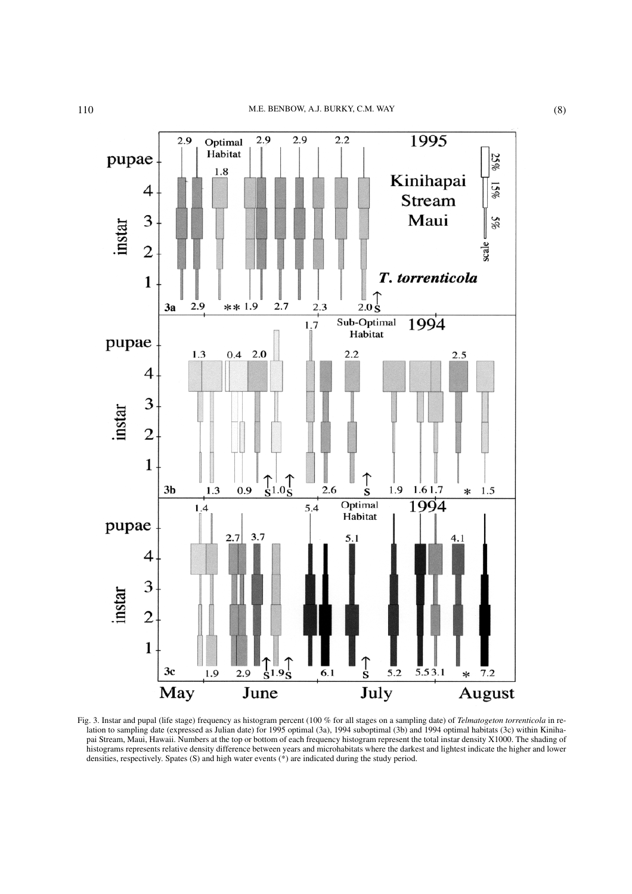Fig. 3. Instar and pupal (life stage) frequency as histogram percent (100 % for all stages on a sampling date) of *Telmatogeton torrenticola* in relation to sampling date (expressed as Julian date) for 1995 optimal (3a), 1994 suboptimal (3b) and 1994 optimal habitats (3c) within Kinihapai Stream, Maui, Hawaii. Numbers at the top or bottom of each frequency histogram represent the total instar density X1000. The shading of histograms represents relative density difference between years and microhabitats where the darkest and lightest indicate the higher and lower densities, respectively. Spates (S) and high water events (*) are indicated during the study period.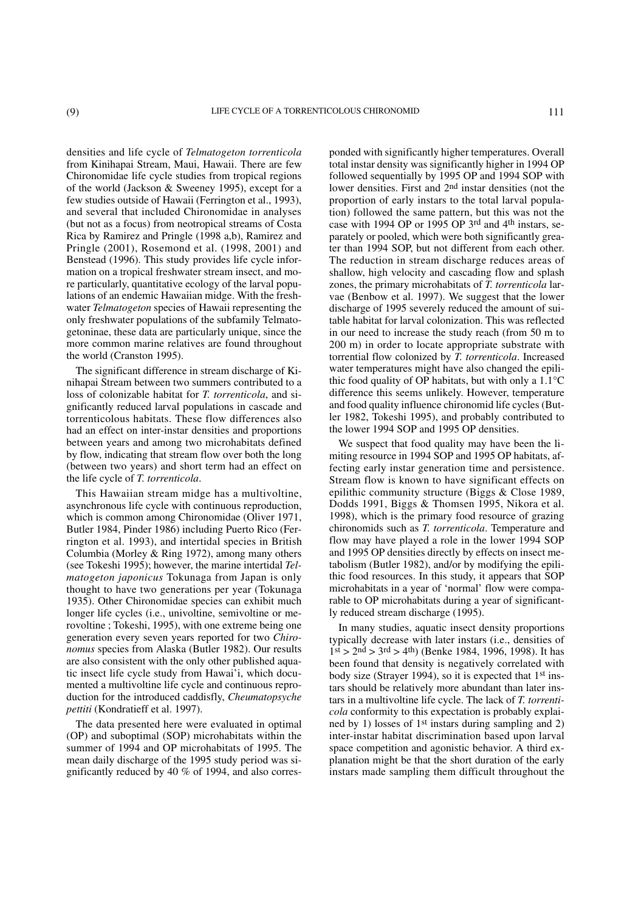densities and life cycle of *Telmatogeton torrenticola* from Kinihapai Stream, Maui, Hawaii. There are few Chironomidae life cycle studies from tropical regions of the world (Jackson & Sweeney 1995), except for a few studies outside of Hawaii (Ferrington et al., 1993), and several that included Chironomidae in analyses (but not as a focus) from neotropical streams of Costa Rica by Ramirez and Pringle (1998 a,b), Ramirez and Pringle (2001), Rosemond et al. (1998, 2001) and Benstead (1996). This study provides life cycle information on a tropical freshwater stream insect, and more particularly, quantitative ecology of the larval populations of an endemic Hawaiian midge. With the freshwater *Telmatogeton* species of Hawaii representing the only freshwater populations of the subfamily Telmatogetoninae, these data are particularly unique, since the more common marine relatives are found throughout the world (Cranston 1995).

The significant difference in stream discharge of Kinihapai Stream between two summers contributed to a loss of colonizable habitat for *T. torrenticola*, and significantly reduced larval populations in cascade and torrenticolous habitats. These flow differences also had an effect on inter-instar densities and proportions between years and among two microhabitats defined by flow, indicating that stream flow over both the long (between two years) and short term had an effect on the life cycle of *T. torrenticola*.

This Hawaiian stream midge has a multivoltine, asynchronous life cycle with continuous reproduction, which is common among Chironomidae (Oliver 1971, Butler 1984, Pinder 1986) including Puerto Rico (Ferrington et al. 1993), and intertidal species in British Columbia (Morley & Ring 1972), among many others (see Tokeshi 1995); however, the marine intertidal *Telmatogeton japonicus* Tokunaga from Japan is only thought to have two generations per year (Tokunaga 1935). Other Chironomidae species can exhibit much longer life cycles (i.e., univoltine, semivoltine or merovoltine ; Tokeshi, 1995), with one extreme being one generation every seven years reported for two *Chironomus* species from Alaska (Butler 1982). Our results are also consistent with the only other published aquatic insect life cycle study from Hawai'i, which documented a multivoltine life cycle and continuous reproduction for the introduced caddisfly, *Cheumatopsyche pettiti* (Kondratieff et al. 1997).

The data presented here were evaluated in optimal (OP) and suboptimal (SOP) microhabitats within the summer of 1994 and OP microhabitats of 1995. The mean daily discharge of the 1995 study period was significantly reduced by 40 % of 1994, and also corresponded with significantly higher temperatures. Overall total instar density was significantly higher in 1994 OP followed sequentially by 1995 OP and 1994 SOP with lower densities. First and 2nd instar densities (not the proportion of early instars to the total larval population) followed the same pattern, but this was not the case with 1994 OP or 1995 OP 3rd and 4th instars, separately or pooled, which were both significantly greater than 1994 SOP, but not different from each other. The reduction in stream discharge reduces areas of shallow, high velocity and cascading flow and splash zones, the primary microhabitats of *T. torrenticola* larvae (Benbow et al. 1997). We suggest that the lower discharge of 1995 severely reduced the amount of suitable habitat for larval colonization. This was reflected in our need to increase the study reach (from 50 m to 200 m) in order to locate appropriate substrate with torrential flow colonized by *T. torrenticola*. Increased water temperatures might have also changed the epilithic food quality of OP habitats, but with only a 1.1°C difference this seems unlikely. However, temperature and food quality influence chironomid life cycles (Butler 1982, Tokeshi 1995), and probably contributed to the lower 1994 SOP and 1995 OP densities.

We suspect that food quality may have been the limiting resource in 1994 SOP and 1995 OP habitats, affecting early instar generation time and persistence. Stream flow is known to have significant effects on epilithic community structure (Biggs & Close 1989, Dodds 1991, Biggs & Thomsen 1995, Nikora et al. 1998), which is the primary food resource of grazing chironomids such as *T. torrenticola*. Temperature and flow may have played a role in the lower 1994 SOP and 1995 OP densities directly by effects on insect metabolism (Butler 1982), and/or by modifying the epilithic food resources. In this study, it appears that SOP microhabitats in a year of 'normal' flow were comparable to OP microhabitats during a year of significantly reduced stream discharge (1995).

In many studies, aquatic insect density proportions typically decrease with later instars (i.e., densities of 1st > 2nd > 3rd > 4th) (Benke 1984, 1996, 1998). It has been found that density is negatively correlated with body size (Strayer 1994), so it is expected that 1st instars should be relatively more abundant than later instars in a multivoltine life cycle. The lack of *T. torrenticola* conformity to this expectation is probably explained by 1) losses of 1st instars during sampling and 2) inter-instar habitat discrimination based upon larval space competition and agonistic behavior. A third explanation might be that the short duration of the early instars made sampling them difficult throughout the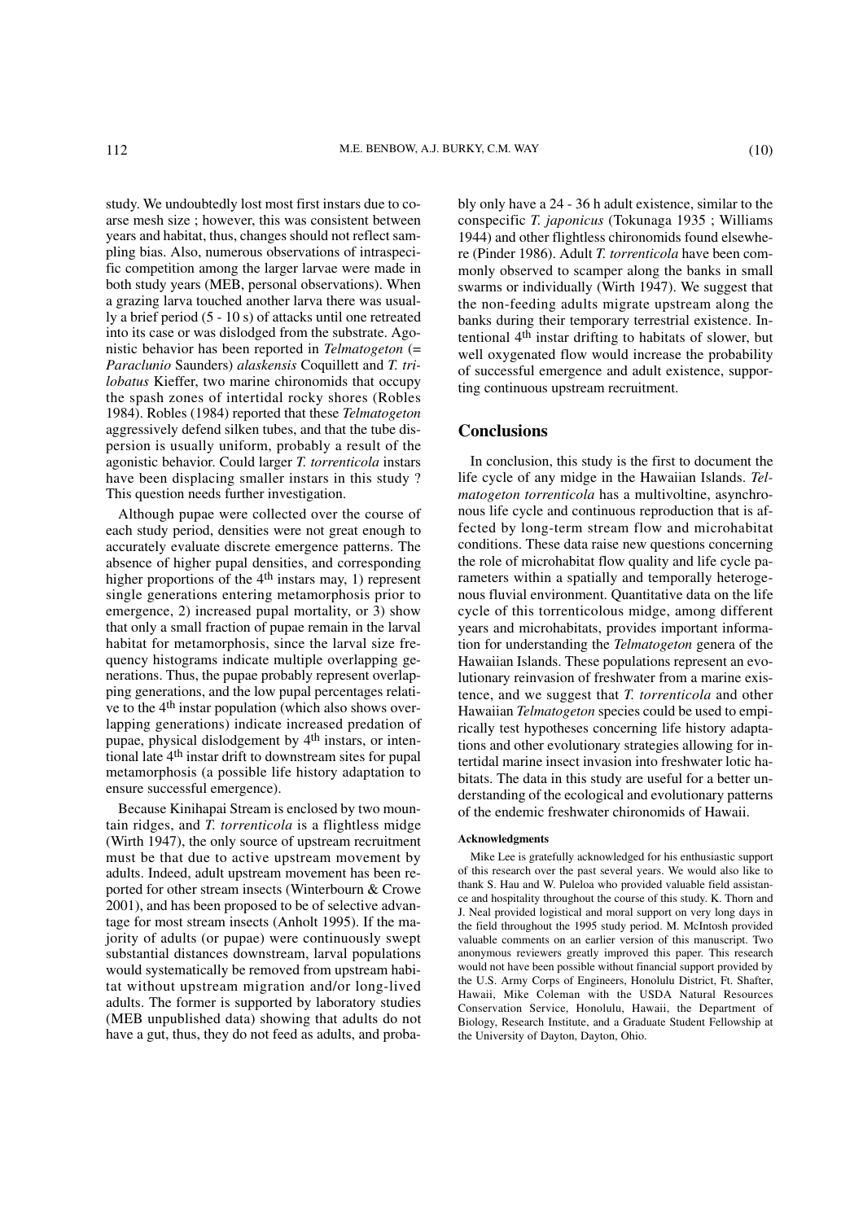study. We undoubtedly lost most first instars due to coarse mesh size ; however, this was consistent between years and habitat, thus, changes should not reflect sampling bias. Also, numerous observations of intraspecific competition among the larger larvae were made in both study years (MEB, personal observations). When a grazing larva touched another larva there was usually a brief period (5 - 10 s) of attacks until one retreated into its case or was dislodged from the substrate. Agonistic behavior has been reported in *Telmatogeton* (= *Paraclunio* Saunders) *alaskensis* Coquillett and *T. trilobatus* Kieffer, two marine chironomids that occupy the spash zones of intertidal rocky shores (Robles 1984). Robles (1984) reported that these *Telmatogeton* aggressively defend silken tubes, and that the tube dispersion is usually uniform, probably a result of the agonistic behavior. Could larger *T. torrenticola* instars have been displacing smaller instars in this study ? This question needs further investigation.

Although pupae were collected over the course of each study period, densities were not great enough to accurately evaluate discrete emergence patterns. The absence of higher pupal densities, and corresponding higher proportions of the 4th instars may, 1) represent single generations entering metamorphosis prior to emergence, 2) increased pupal mortality, or 3) show that only a small fraction of pupae remain in the larval habitat for metamorphosis, since the larval size frequency histograms indicate multiple overlapping generations. Thus, the pupae probably represent overlapping generations, and the low pupal percentages relative to the 4th instar population (which also shows overlapping generations) indicate increased predation of pupae, physical dislodgement by 4th instars, or intentional late 4th instar drift to downstream sites for pupal metamorphosis (a possible life history adaptation to ensure successful emergence).

Because Kinihapai Stream is enclosed by two mountain ridges, and *T. torrenticola* is a flightless midge (Wirth 1947), the only source of upstream recruitment must be that due to active upstream movement by adults. Indeed, adult upstream movement has been reported for other stream insects (Winterbourn & Crowe 2001), and has been proposed to be of selective advantage for most stream insects (Anholt 1995). If the majority of adults (or pupae) were continuously swept substantial distances downstream, larval populations would systematically be removed from upstream habitat without upstream migration and/or long-lived adults. The former is supported by laboratory studies (MEB unpublished data) showing that adults do not have a gut, thus, they do not feed as adults, and probably only have a 24 - 36 h adult existence, similar to the conspecific *T. japonicus* (Tokunaga 1935 ; Williams 1944) and other flightless chironomids found elsewhere (Pinder 1986). Adult *T. torrenticola* have been commonly observed to scamper along the banks in small swarms or individually (Wirth 1947). We suggest that the non-feeding adults migrate upstream along the banks during their temporary terrestrial existence. Intentional 4th instar drifting to habitats of slower, but well oxygenated flow would increase the probability of successful emergence and adult existence, supporting continuous upstream recruitment.

## Conclusions

In conclusion, this study is the first to document the life cycle of any midge in the Hawaiian Islands. *Telmatogeton torrenticola* has a multivoltine, asynchronous life cycle and continuous reproduction that is affected by long-term stream flow and microhabitat conditions. These data raise new questions concerning the role of microhabitat flow quality and life cycle parameters within a spatially and temporally heterogenous fluvial environment. Quantitative data on the life cycle of this torrenticolous midge, among different years and microhabitats, provides important information for understanding the *Telmatogeton* genera of the Hawaiian Islands. These populations represent an evolutionary reinvasion of freshwater from a marine existence, and we suggest that *T. torrenticola* and other Hawaiian *Telmatogeton* species could be used to empirically test hypotheses concerning life history adaptations and other evolutionary strategies allowing for intertidal marine insect invasion into freshwater lotic habitats. The data in this study are useful for a better understanding of the ecological and evolutionary patterns of the endemic freshwater chironomids of Hawaii.

#### Acknowledgments

Mike Lee is gratefully acknowledged for his enthusiastic support of this research over the past several years. We would also like to thank S. Hau and W. Puleloa who provided valuable field assistance and hospitality throughout the course of this study. K. Thorn and J. Neal provided logistical and moral support on very long days in the field throughout the 1995 study period. M. McIntosh provided valuable comments on an earlier version of this manuscript. Two anonymous reviewers greatly improved this paper. This research would not have been possible without financial support provided by the U.S. Army Corps of Engineers, Honolulu District, Ft. Shafter, Hawaii, Mike Coleman with the USDA Natural Resources Conservation Service, Honolulu, Hawaii, the Department of Biology, Research Institute, and a Graduate Student Fellowship at the University of Dayton, Dayton, Ohio.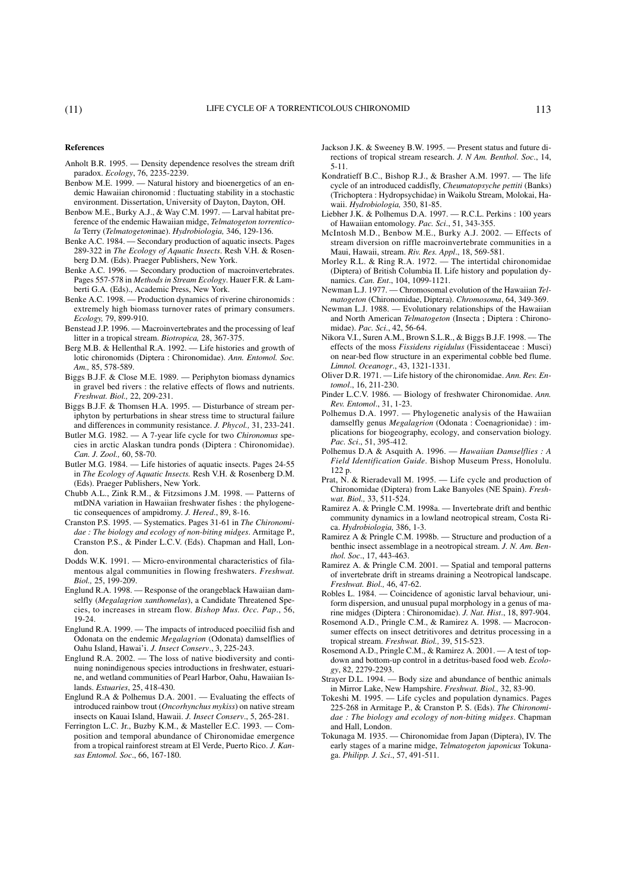## References

Anholt B.R. 1995. — Density dependence resolves the stream drift paradox. *Ecology*, 76, 2235-2239.

Benbow M.E. 1999. — Natural history and bioenergetics of an endemic Hawaiian chironomid : fluctuating stability in a stochastic environment. Dissertation, University of Dayton, Dayton, OH.

Benbow M.E., Burky A.J., & Way C.M. 1997. — Larval habitat preference of the endemic Hawaiian midge, *Telmatogeton torrenticola* Terry (*Telmatogeton*inae). *Hydrobiologia,* 346, 129-136.

Benke A.C. 1984. — Secondary production of aquatic insects. Pages 289-322 in *The Ecology of Aquatic Insects*. Resh V.H. & Rosenberg D.M. (Eds). Praeger Publishers, New York.

Benke A.C. 1996. — Secondary production of macroinvertebrates. Pages 557-578 in *Methods in Stream Ecology*. Hauer F.R. & Lamberti G.A. (Eds)., Academic Press, New York.

Benke A.C. 1998. — Production dynamics of riverine chironomids : extremely high biomass turnover rates of primary consumers. *Ecology,* 79, 899-910.

Benstead J.P. 1996. — Macroinvertebrates and the processing of leaf litter in a tropical stream. *Biotropica,* 28, 367-375.

Berg M.B. & Hellenthal R.A. 1992. — Life histories and growth of lotic chironomids (Diptera : Chironomidae). *Ann. Entomol. Soc. Am.,* 85, 578-589.

Biggs B.J.F. & Close M.E. 1989. — Periphyton biomass dynamics in gravel bed rivers : the relative effects of flows and nutrients. *Freshwat. Biol.,* 22, 209-231.

Biggs B.J.F. & Thomsen H.A. 1995. — Disturbance of stream periphyton by perturbations in shear stress time to structural failure and differences in community resistance. *J. Phycol.,* 31, 233-241.

Butler M.G. 1982. — A 7-year life cycle for two *Chironomus* species in arctic Alaskan tundra ponds (Diptera : Chironomidae). *Can. J. Zool.,* 60, 58-70.

Butler M.G. 1984. — Life histories of aquatic insects. Pages 24-55 in *The Ecology of Aquatic Insects.* Resh V.H. & Rosenberg D.M. (Eds). Praeger Publishers, New York.

Chubb A.L., Zink R.M., & Fitzsimons J.M. 1998. — Patterns of mtDNA variation in Hawaiian freshwater fishes : the phylogenetic consequences of ampidromy. *J. Hered.*, 89, 8-16.

Cranston P.S. 1995. — Systematics. Pages 31-61 in *The Chironomidae : The biology and ecology of non-biting midges*. Armitage P., Cranston P.S., & Pinder L.C.V. (Eds). Chapman and Hall, London.

Dodds W.K. 1991. — Micro-environmental characteristics of filamentous algal communities in flowing freshwaters. *Freshwat. Biol.,* 25, 199-209.

Englund R.A. 1998. — Response of the orangeblack Hawaiian damselfly (*Megalagrion xanthomelas*), a Candidate Threatened Species, to increases in stream flow. *Bishop Mus. Occ. Pap*., 56, 19-24.

Englund R.A. 1999. — The impacts of introduced poeciliid fish and Odonata on the endemic *Megalagrion* (Odonata) damselflies of Oahu Island, Hawai'i. *J. Insect Conserv*., 3, 225-243.

Englund R.A. 2002. — The loss of native biodiversity and continuing nonindigenous species introductions in freshwater, estuarine, and wetland communities of Pearl Harbor, Oahu, Hawaiian Islands. *Estuaries*, 25, 418-430.

Englund R.A & Polhemus D.A. 2001. — Evaluating the effects of introduced rainbow trout (*Oncorhynchus mykiss*) on native stream insects on Kauai Island, Hawaii. *J. Insect Conserv*., 5, 265-281.

Ferrington L.C. Jr., Buzby K.M., & Masteller E.C. 1993. — Composition and temporal abundance of Chironomidae emergence from a tropical rainforest stream at El Verde, Puerto Rico. *J. Kansas Entomol. Soc*., 66, 167-180.

Jackson J.K. & Sweeney B.W. 1995. — Present status and future directions of tropical stream research. *J. N Am. Benthol. Soc*., 14, 5-11.

Kondratieff B.C., Bishop R.J., & Brasher A.M. 1997. — The life cycle of an introduced caddisfly, *Cheumatopsyche pettiti* (Banks) (Trichoptera : Hydropsychidae) in Waikolu Stream, Molokai, Hawaii. *Hydrobiologia,* 350, 81-85.

Liebher J.K. & Polhemus D.A. 1997. — R.C.L. Perkins : 100 years of Hawaiian entomology. *Pac. Sci*., 51, 343-355.

McIntosh M.D., Benbow M.E., Burky A.J. 2002. — Effects of stream diversion on riffle macroinvertebrate communities in a Maui, Hawaii, stream. *Riv. Res. Appl*., 18, 569-581.

Morley R.L. & Ring R.A. 1972. — The intertidal chironomidae (Diptera) of British Columbia II. Life history and population dynamics. *Can. Ent*., 104, 1099-1121.

Newman L.J. 1977. — Chromosomal evolution of the Hawaiian *Telmatogeton* (Chironomidae, Diptera). *Chromosoma*, 64, 349-369.

Newman L.J. 1988. — Evolutionary relationships of the Hawaiian and North American *Telmatogeton* (Insecta ; Diptera : Chironomidae). *Pac. Sci*., 42, 56-64.

Nikora V.I., Suren A.M., Brown S.L.R., & Biggs B.J.F. 1998. — The effects of the moss *Fissidens rigidulus* (Fissidentaceae : Musci) on near-bed flow structure in an experimental cobble bed flume. *Limnol. Oceanogr*., 43, 1321-1331.

Oliver D.R. 1971. — Life history of the chironomidae. *Ann. Rev. Entomol*., 16, 211-230.

Pinder L.C.V. 1986. — Biology of freshwater Chironomidae. *Ann. Rev. Entomol*., 31, 1-23.

Polhemus D.A. 1997. — Phylogenetic analysis of the Hawaiian damselfly genus *Megalagrion* (Odonata : Coenagrionidae) : implications for biogeography, ecology, and conservation biology. *Pac. Sci*., 51, 395-412.

Polhemus D.A & Asquith A. 1996. — *Hawaiian Damselflies : A Field Identification Guide*. Bishop Museum Press, Honolulu. 122 p.

Prat, N. & Rieradevall M. 1995. — Life cycle and production of Chironomidae (Diptera) from Lake Banyoles (NE Spain). *Freshwat. Biol.,* 33, 511-524.

Ramirez A. & Pringle C.M. 1998a. — Invertebrate drift and benthic community dynamics in a lowland neotropical stream, Costa Rica. *Hydrobiologia,* 386, 1-3.

Ramirez A & Pringle C.M. 1998b. — Structure and production of a benthic insect assemblage in a neotropical stream. *J. N. Am. Benthol. Soc*., 17, 443-463.

Ramirez A. & Pringle C.M. 2001. — Spatial and temporal patterns of invertebrate drift in streams draining a Neotropical landscape. *Freshwat. Biol.,* 46, 47-62.

Robles L. 1984. — Coincidence of agonistic larval behaviour, uniform dispersion, and unusual pupal morphology in a genus of marine midges (Diptera : Chironomidae). *J. Nat. Hist*., 18, 897-904.

Rosemond A.D., Pringle C.M., & Ramirez A. 1998. — Macroconsumer effects on insect detritivores and detritus processing in a tropical stream. *Freshwat. Biol.,* 39, 515-523.

Rosemond A.D., Pringle C.M., & Ramirez A. 2001. — A test of top-down and bottom-up control in a detritus-based food web. *Ecology*, 82, 2279-2293.

Strayer D.L. 1994. — Body size and abundance of benthic animals in Mirror Lake, New Hampshire. *Freshwat. Biol.,* 32, 83-90.

Tokeshi M. 1995. — Life cycles and population dynamics. Pages 225-268 in Armitage P., & Cranston P. S. (Eds). *The Chironomidae : The biology and ecology of non-biting midges*. Chapman and Hall, London.

Tokunaga M. 1935. — Chironomidae from Japan (Diptera), IV. The early stages of a marine midge, *Telmatogeton japonicus* Tokunaga. *Philipp. J. Sci*., 57, 491-511.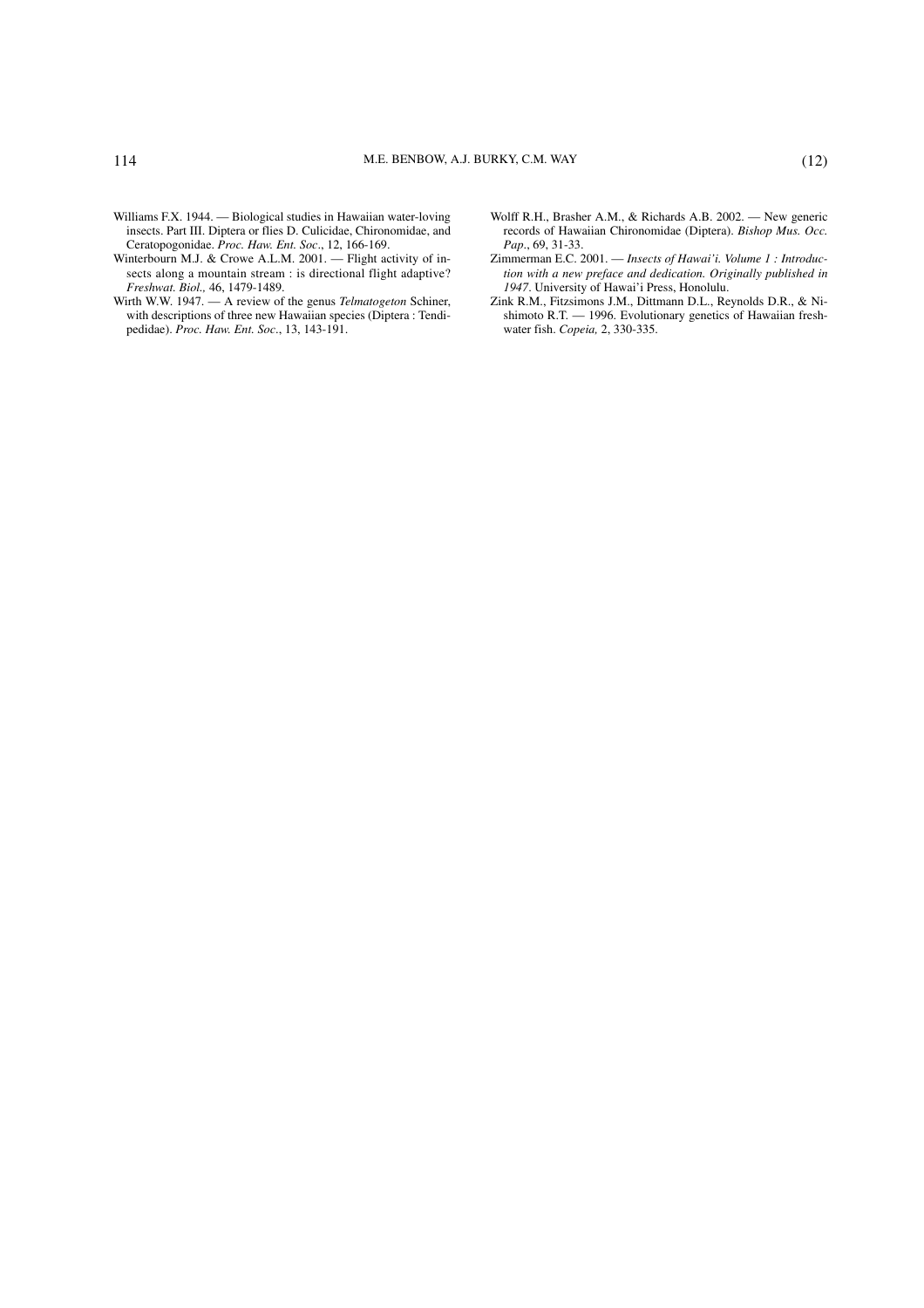Williams F.X. 1944. — Biological studies in Hawaiian water-loving insects. Part III. Diptera or flies D. Culicidae, Chironomidae, and Ceratopogonidae. *Proc. Haw. Ent. Soc.*, 12, 166-169.

Winterbourn M.J. & Crowe A.L.M. 2001. — Flight activity of insects along a mountain stream : is directional flight adaptive? *Freshwat. Biol.,* 46, 1479-1489.

Wirth W.W. 1947. — A review of the genus *Telmatogeton* Schiner, with descriptions of three new Hawaiian species (Diptera : Tendipedidae). *Proc. Haw. Ent. Soc.*, 13, 143-191.

Wolff R.H., Brasher A.M., & Richards A.B. 2002. — New generic records of Hawaiian Chironomidae (Diptera). *Bishop Mus. Occ. Pap.*, 69, 31-33.

Zimmerman E.C. 2001. — *Insects of Hawai'i. Volume 1 : Introduction with a new preface and dedication. Originally published in 1947*. University of Hawai'i Press, Honolulu.

Zink R.M., Fitzsimons J.M., Dittmann D.L., Reynolds D.R., & Nishimoto R.T. — 1996. Evolutionary genetics of Hawaiian freshwater fish. *Copeia,* 2, 330-335.